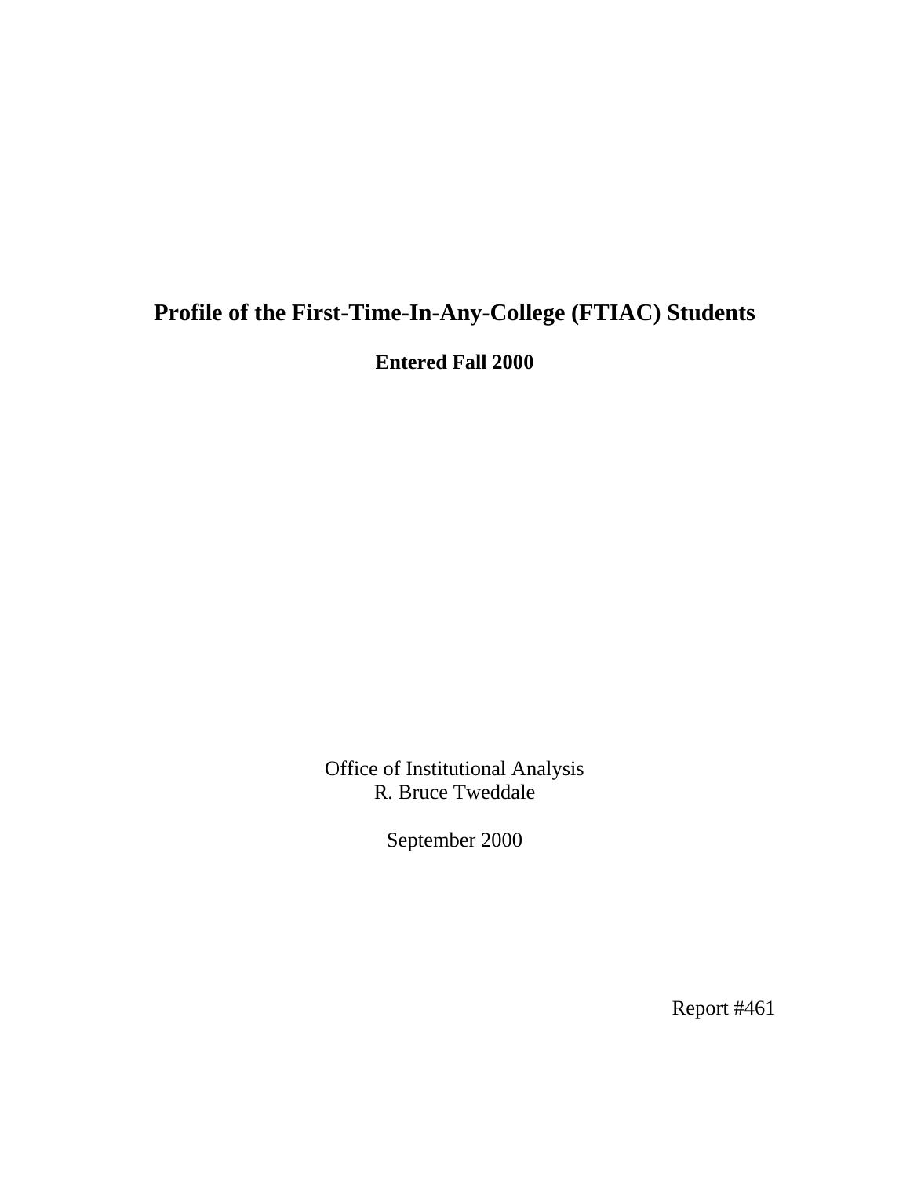# Profile of the First-Time-In-Any-College (FTIAC) Students

## Entered Fall 2000

Office of Institutional Analysis
R. Bruce Tweddale

September 2000

Report #461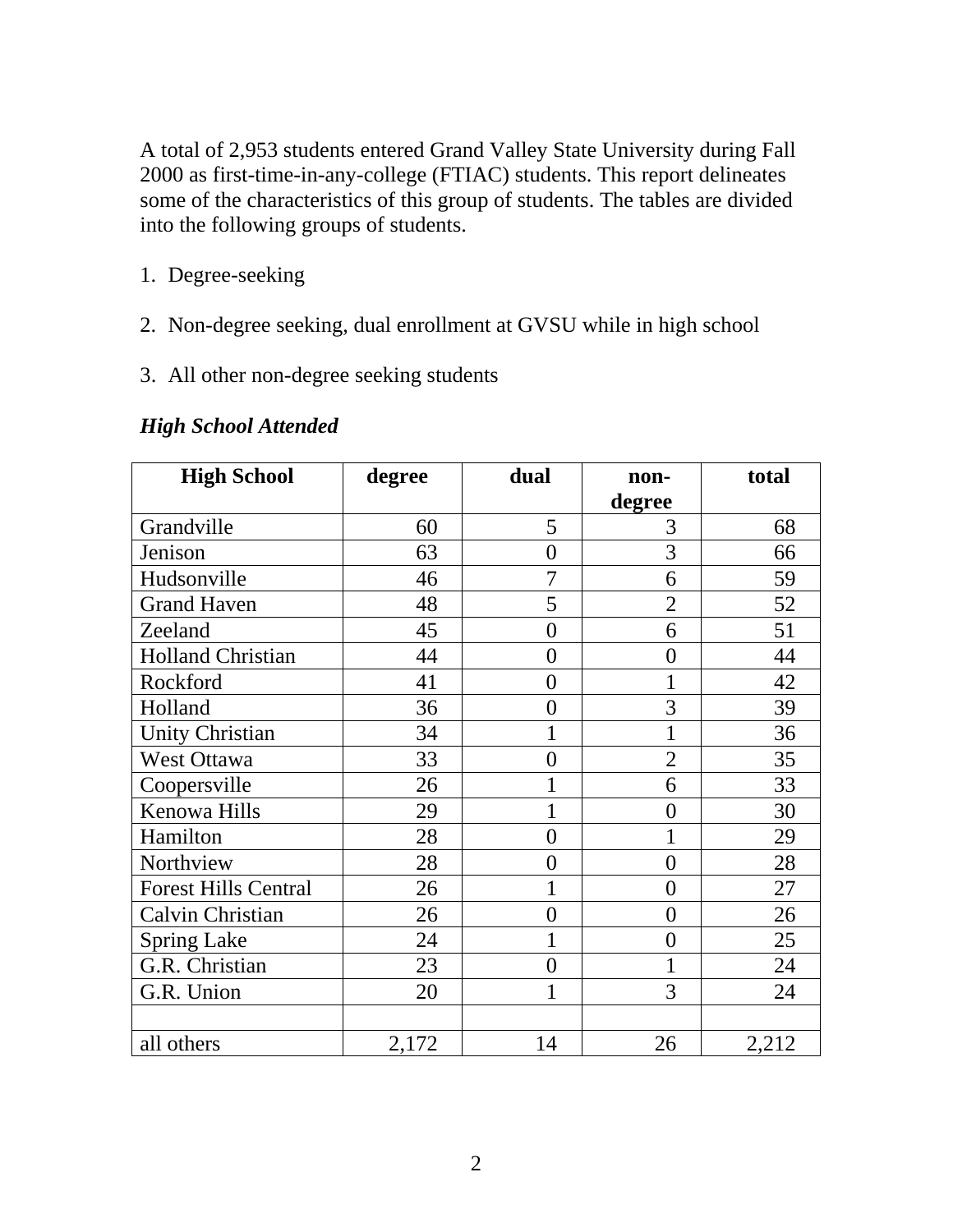A total of 2,953 students entered Grand Valley State University during Fall 2000 as first-time-in-any-college (FTIAC) students. This report delineates some of the characteristics of this group of students. The tables are divided into the following groups of students.

1. Degree-seeking

2. Non-degree seeking, dual enrollment at GVSU while in high school

3. All other non-degree seeking students

### *High School Attended*

| High School | degree | dual | non-degree | total |
|---|---|---|---|---|
| Grandville | 60 | 5 | 3 | 68 |
| Jenison | 63 | 0 | 3 | 66 |
| Hudsonville | 46 | 7 | 6 | 59 |
| Grand Haven | 48 | 5 | 2 | 52 |
| Zeeland | 45 | 0 | 6 | 51 |
| Holland Christian | 44 | 0 | 0 | 44 |
| Rockford | 41 | 0 | 1 | 42 |
| Holland | 36 | 0 | 3 | 39 |
| Unity Christian | 34 | 1 | 1 | 36 |
| West Ottawa | 33 | 0 | 2 | 35 |
| Coopersville | 26 | 1 | 6 | 33 |
| Kenowa Hills | 29 | 1 | 0 | 30 |
| Hamilton | 28 | 0 | 1 | 29 |
| Northview | 28 | 0 | 0 | 28 |
| Forest Hills Central | 26 | 1 | 0 | 27 |
| Calvin Christian | 26 | 0 | 0 | 26 |
| Spring Lake | 24 | 1 | 0 | 25 |
| G.R. Christian | 23 | 0 | 1 | 24 |
| G.R. Union | 20 | 1 | 3 | 24 |
| | | | | |
| all others | 2,172 | 14 | 26 | 2,212 |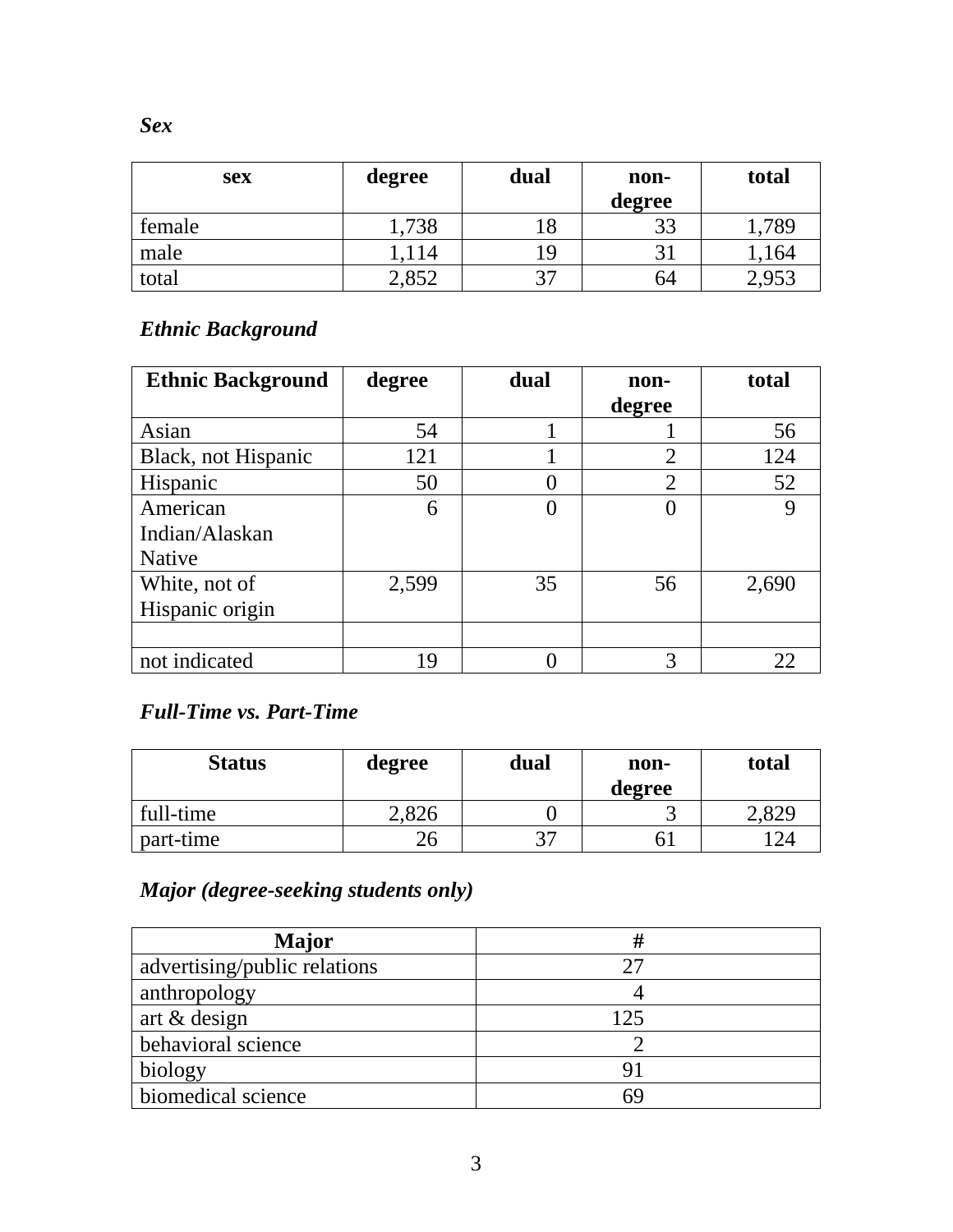### *Sex*

| sex | degree | dual | non-degree | total |
|---|---|---|---|---|
| female | 1,738 | 18 | 33 | 1,789 |
| male | 1,114 | 19 | 31 | 1,164 |
| total | 2,852 | 37 | 64 | 2,953 |

### *Ethnic Background*

| Ethnic Background | degree | dual | non-degree | total |
|---|---|---|---|---|
| Asian | 54 | 1 | 1 | 56 |
| Black, not Hispanic | 121 | 1 | 2 | 124 |
| Hispanic | 50 | 0 | 2 | 52 |
| American Indian/Alaskan Native | 6 | 0 | 0 | 9 |
| White, not of Hispanic origin | 2,599 | 35 | 56 | 2,690 |
| | | | | |
| not indicated | 19 | 0 | 3 | 22 |

### *Full-Time vs. Part-Time*

| Status | degree | dual | non-degree | total |
|---|---|---|---|---|
| full-time | 2,826 | 0 | 3 | 2,829 |
| part-time | 26 | 37 | 61 | 124 |

### *Major (degree-seeking students only)*

| Major | # |
|---|---|
| advertising/public relations | 27 |
| anthropology | 4 |
| art & design | 125 |
| behavioral science | 2 |
| biology | 91 |
| biomedical science | 69 |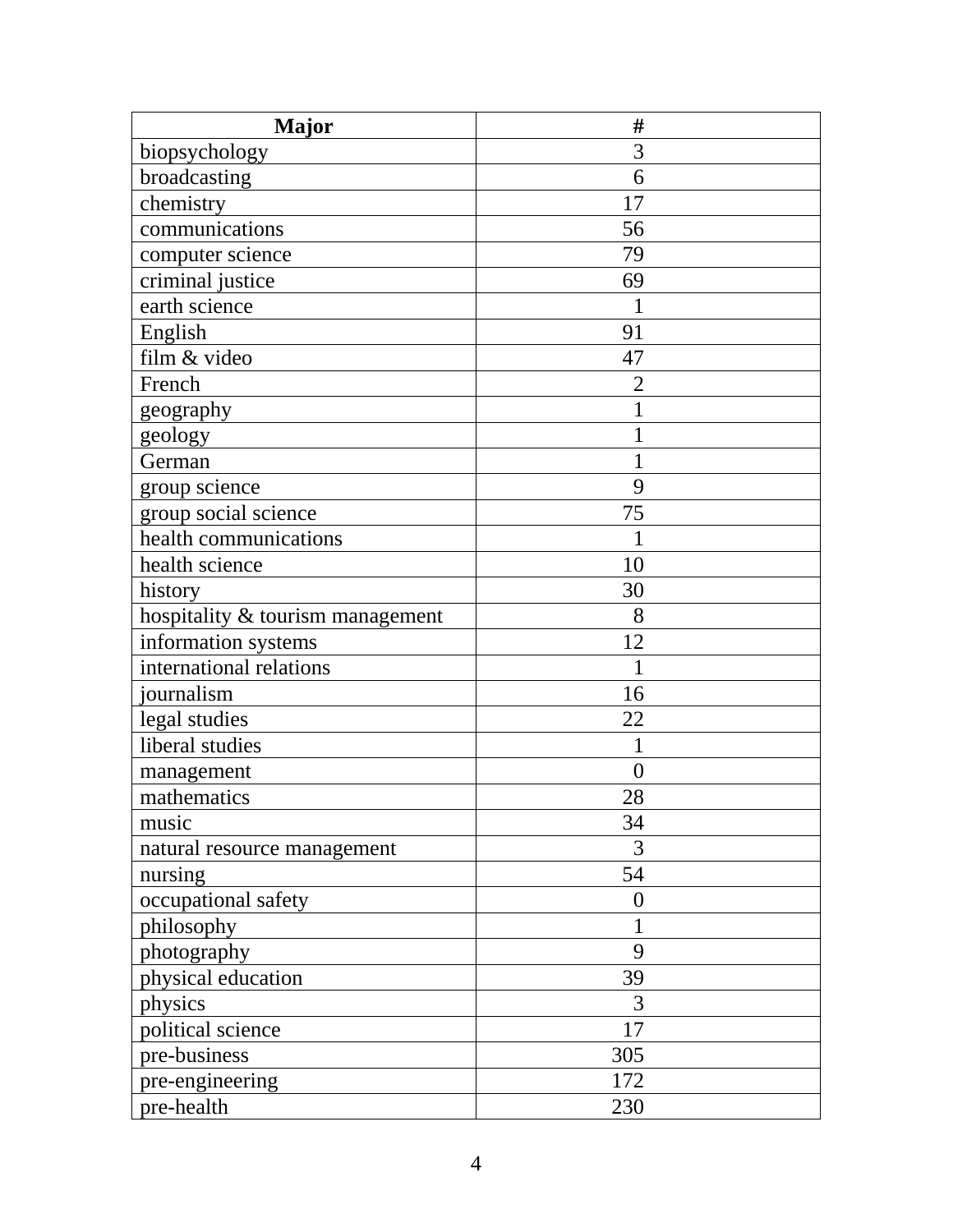| Major | # |
| --- | ---: |
| biopsychology | 3 |
| broadcasting | 6 |
| chemistry | 17 |
| communications | 56 |
| computer science | 79 |
| criminal justice | 69 |
| earth science | 1 |
| English | 91 |
| film & video | 47 |
| French | 2 |
| geography | 1 |
| geology | 1 |
| German | 1 |
| group science | 9 |
| group social science | 75 |
| health communications | 1 |
| health science | 10 |
| history | 30 |
| hospitality & tourism management | 8 |
| information systems | 12 |
| international relations | 1 |
| journalism | 16 |
| legal studies | 22 |
| liberal studies | 1 |
| management | 0 |
| mathematics | 28 |
| music | 34 |
| natural resource management | 3 |
| nursing | 54 |
| occupational safety | 0 |
| philosophy | 1 |
| photography | 9 |
| physical education | 39 |
| physics | 3 |
| political science | 17 |
| pre-business | 305 |
| pre-engineering | 172 |
| pre-health | 230 |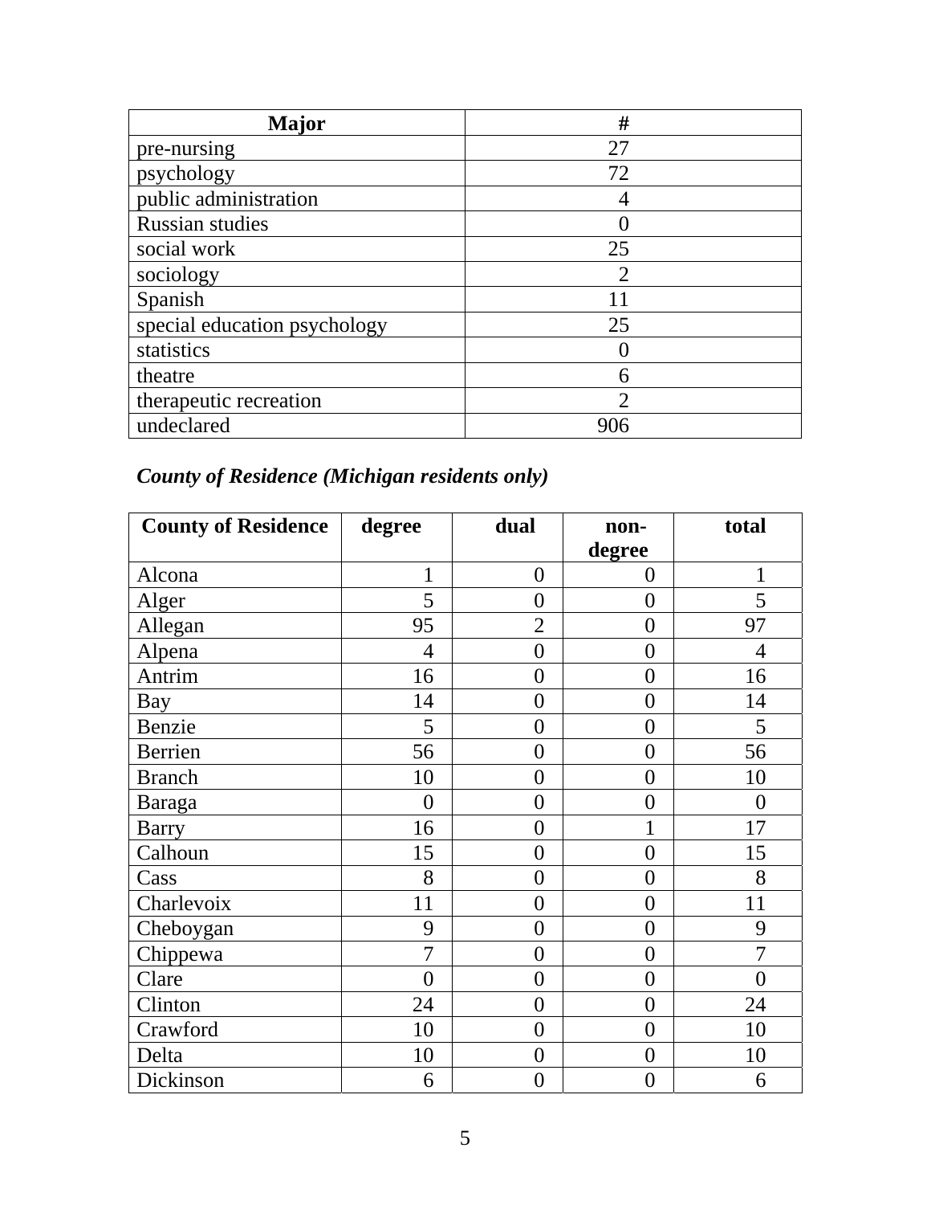| Major | # |
|---|---|
| pre-nursing | 27 |
| psychology | 72 |
| public administration | 4 |
| Russian studies | 0 |
| social work | 25 |
| sociology | 2 |
| Spanish | 11 |
| special education psychology | 25 |
| statistics | 0 |
| theatre | 6 |
| therapeutic recreation | 2 |
| undeclared | 906 |

***County of Residence (Michigan residents only)***

| County of Residence | degree | dual | non-degree | total |
|---|---|---|---|---|
| Alcona | 1 | 0 | 0 | 1 |
| Alger | 5 | 0 | 0 | 5 |
| Allegan | 95 | 2 | 0 | 97 |
| Alpena | 4 | 0 | 0 | 4 |
| Antrim | 16 | 0 | 0 | 16 |
| Bay | 14 | 0 | 0 | 14 |
| Benzie | 5 | 0 | 0 | 5 |
| Berrien | 56 | 0 | 0 | 56 |
| Branch | 10 | 0 | 0 | 10 |
| Baraga | 0 | 0 | 0 | 0 |
| Barry | 16 | 0 | 1 | 17 |
| Calhoun | 15 | 0 | 0 | 15 |
| Cass | 8 | 0 | 0 | 8 |
| Charlevoix | 11 | 0 | 0 | 11 |
| Cheboygan | 9 | 0 | 0 | 9 |
| Chippewa | 7 | 0 | 0 | 7 |
| Clare | 0 | 0 | 0 | 0 |
| Clinton | 24 | 0 | 0 | 24 |
| Crawford | 10 | 0 | 0 | 10 |
| Delta | 10 | 0 | 0 | 10 |
| Dickinson | 6 | 0 | 0 | 6 |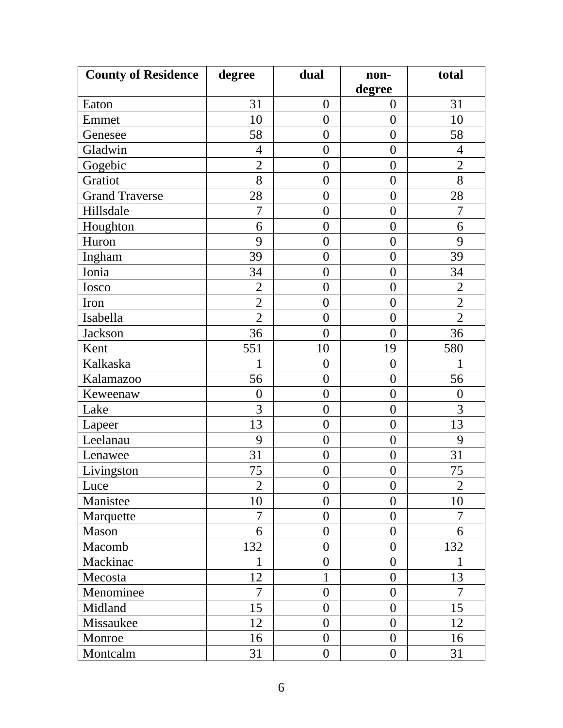| County of Residence | degree | dual | non-degree | total |
|---|---|---|---|---|
| Eaton | 31 | 0 | 0 | 31 |
| Emmet | 10 | 0 | 0 | 10 |
| Genesee | 58 | 0 | 0 | 58 |
| Gladwin | 4 | 0 | 0 | 4 |
| Gogebic | 2 | 0 | 0 | 2 |
| Gratiot | 8 | 0 | 0 | 8 |
| Grand Traverse | 28 | 0 | 0 | 28 |
| Hillsdale | 7 | 0 | 0 | 7 |
| Houghton | 6 | 0 | 0 | 6 |
| Huron | 9 | 0 | 0 | 9 |
| Ingham | 39 | 0 | 0 | 39 |
| Ionia | 34 | 0 | 0 | 34 |
| Iosco | 2 | 0 | 0 | 2 |
| Iron | 2 | 0 | 0 | 2 |
| Isabella | 2 | 0 | 0 | 2 |
| Jackson | 36 | 0 | 0 | 36 |
| Kent | 551 | 10 | 19 | 580 |
| Kalkaska | 1 | 0 | 0 | 1 |
| Kalamazoo | 56 | 0 | 0 | 56 |
| Keweenaw | 0 | 0 | 0 | 0 |
| Lake | 3 | 0 | 0 | 3 |
| Lapeer | 13 | 0 | 0 | 13 |
| Leelanau | 9 | 0 | 0 | 9 |
| Lenawee | 31 | 0 | 0 | 31 |
| Livingston | 75 | 0 | 0 | 75 |
| Luce | 2 | 0 | 0 | 2 |
| Manistee | 10 | 0 | 0 | 10 |
| Marquette | 7 | 0 | 0 | 7 |
| Mason | 6 | 0 | 0 | 6 |
| Macomb | 132 | 0 | 0 | 132 |
| Mackinac | 1 | 0 | 0 | 1 |
| Mecosta | 12 | 1 | 0 | 13 |
| Menominee | 7 | 0 | 0 | 7 |
| Midland | 15 | 0 | 0 | 15 |
| Missaukee | 12 | 0 | 0 | 12 |
| Monroe | 16 | 0 | 0 | 16 |
| Montcalm | 31 | 0 | 0 | 31 |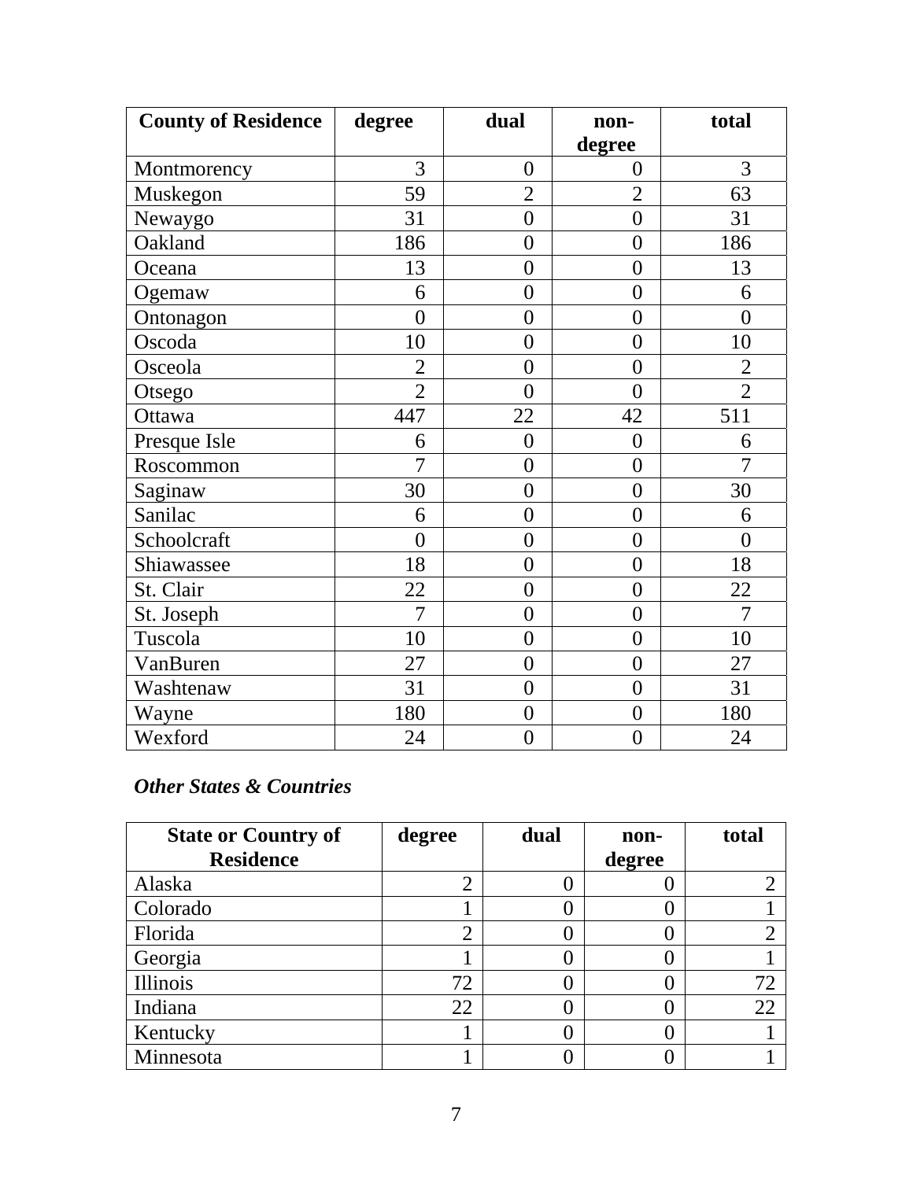| County of Residence | degree | dual | non-degree | total |
|---|---|---|---|---|
| Montmorency | 3 | 0 | 0 | 3 |
| Muskegon | 59 | 2 | 2 | 63 |
| Newaygo | 31 | 0 | 0 | 31 |
| Oakland | 186 | 0 | 0 | 186 |
| Oceana | 13 | 0 | 0 | 13 |
| Ogemaw | 6 | 0 | 0 | 6 |
| Ontonagon | 0 | 0 | 0 | 0 |
| Oscoda | 10 | 0 | 0 | 10 |
| Osceola | 2 | 0 | 0 | 2 |
| Otsego | 2 | 0 | 0 | 2 |
| Ottawa | 447 | 22 | 42 | 511 |
| Presque Isle | 6 | 0 | 0 | 6 |
| Roscommon | 7 | 0 | 0 | 7 |
| Saginaw | 30 | 0 | 0 | 30 |
| Sanilac | 6 | 0 | 0 | 6 |
| Schoolcraft | 0 | 0 | 0 | 0 |
| Shiawassee | 18 | 0 | 0 | 18 |
| St. Clair | 22 | 0 | 0 | 22 |
| St. Joseph | 7 | 0 | 0 | 7 |
| Tuscola | 10 | 0 | 0 | 10 |
| VanBuren | 27 | 0 | 0 | 27 |
| Washtenaw | 31 | 0 | 0 | 31 |
| Wayne | 180 | 0 | 0 | 180 |
| Wexford | 24 | 0 | 0 | 24 |

***Other States & Countries***

| State or Country of Residence | degree | dual | non-degree | total |
|---|---|---|---|---|
| Alaska | 2 | 0 | 0 | 2 |
| Colorado | 1 | 0 | 0 | 1 |
| Florida | 2 | 0 | 0 | 2 |
| Georgia | 1 | 0 | 0 | 1 |
| Illinois | 72 | 0 | 0 | 72 |
| Indiana | 22 | 0 | 0 | 22 |
| Kentucky | 1 | 0 | 0 | 1 |
| Minnesota | 1 | 0 | 0 | 1 |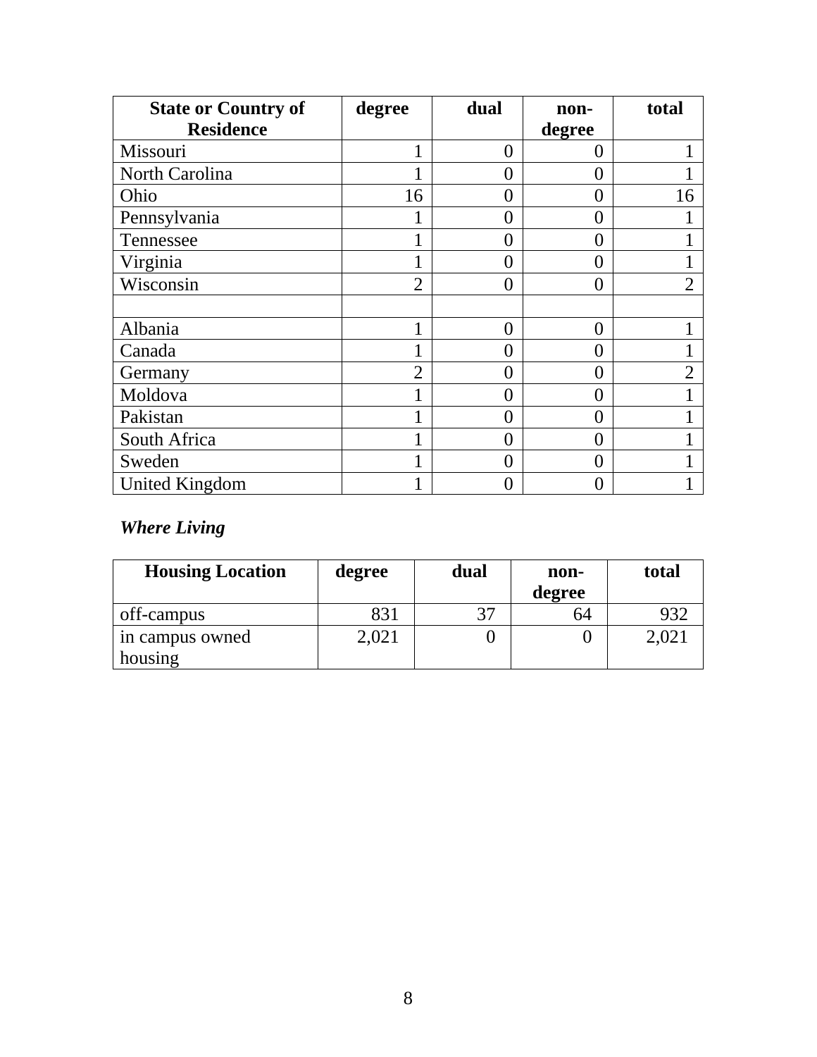| State or Country of Residence | degree | dual | non-degree | total |
|---|---|---|---|---|
| Missouri | 1 | 0 | 0 | 1 |
| North Carolina | 1 | 0 | 0 | 1 |
| Ohio | 16 | 0 | 0 | 16 |
| Pennsylvania | 1 | 0 | 0 | 1 |
| Tennessee | 1 | 0 | 0 | 1 |
| Virginia | 1 | 0 | 0 | 1 |
| Wisconsin | 2 | 0 | 0 | 2 |
| | | | | |
| Albania | 1 | 0 | 0 | 1 |
| Canada | 1 | 0 | 0 | 1 |
| Germany | 2 | 0 | 0 | 2 |
| Moldova | 1 | 0 | 0 | 1 |
| Pakistan | 1 | 0 | 0 | 1 |
| South Africa | 1 | 0 | 0 | 1 |
| Sweden | 1 | 0 | 0 | 1 |
| United Kingdom | 1 | 0 | 0 | 1 |

### *Where Living*

| Housing Location | degree | dual | non-degree | total |
|---|---|---|---|---|
| off-campus | 831 | 37 | 64 | 932 |
| in campus owned housing | 2,021 | 0 | 0 | 2,021 |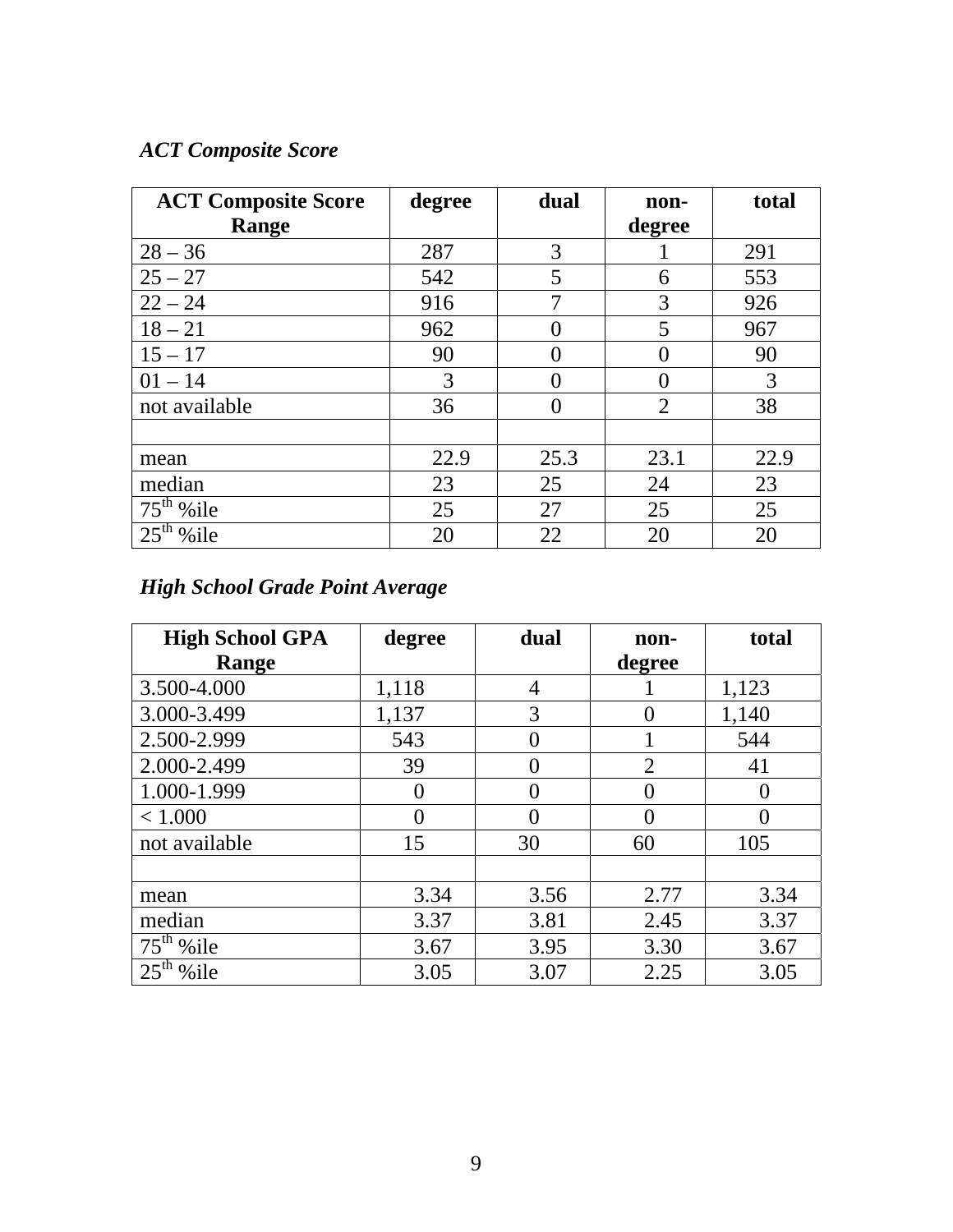*ACT Composite Score*

| ACT Composite Score Range | degree | dual | non-degree | total |
|---|---|---|---|---|
| 28 – 36 | 287 | 3 | 1 | 291 |
| 25 – 27 | 542 | 5 | 6 | 553 |
| 22 – 24 | 916 | 7 | 3 | 926 |
| 18 – 21 | 962 | 0 | 5 | 967 |
| 15 – 17 | 90 | 0 | 0 | 90 |
| 01 – 14 | 3 | 0 | 0 | 3 |
| not available | 36 | 0 | 2 | 38 |
| | | | | |
| mean | 22.9 | 25.3 | 23.1 | 22.9 |
| median | 23 | 25 | 24 | 23 |
| 75th %ile | 25 | 27 | 25 | 25 |
| 25th %ile | 20 | 22 | 20 | 20 |

*High School Grade Point Average*

| High School GPA Range | degree | dual | non-degree | total |
|---|---|---|---|---|
| 3.500-4.000 | 1,118 | 4 | 1 | 1,123 |
| 3.000-3.499 | 1,137 | 3 | 0 | 1,140 |
| 2.500-2.999 | 543 | 0 | 1 | 544 |
| 2.000-2.499 | 39 | 0 | 2 | 41 |
| 1.000-1.999 | 0 | 0 | 0 | 0 |
| < 1.000 | 0 | 0 | 0 | 0 |
| not available | 15 | 30 | 60 | 105 |
| | | | | |
| mean | 3.34 | 3.56 | 2.77 | 3.34 |
| median | 3.37 | 3.81 | 2.45 | 3.37 |
| 75th %ile | 3.67 | 3.95 | 3.30 | 3.67 |
| 25th %ile | 3.05 | 3.07 | 2.25 | 3.05 |